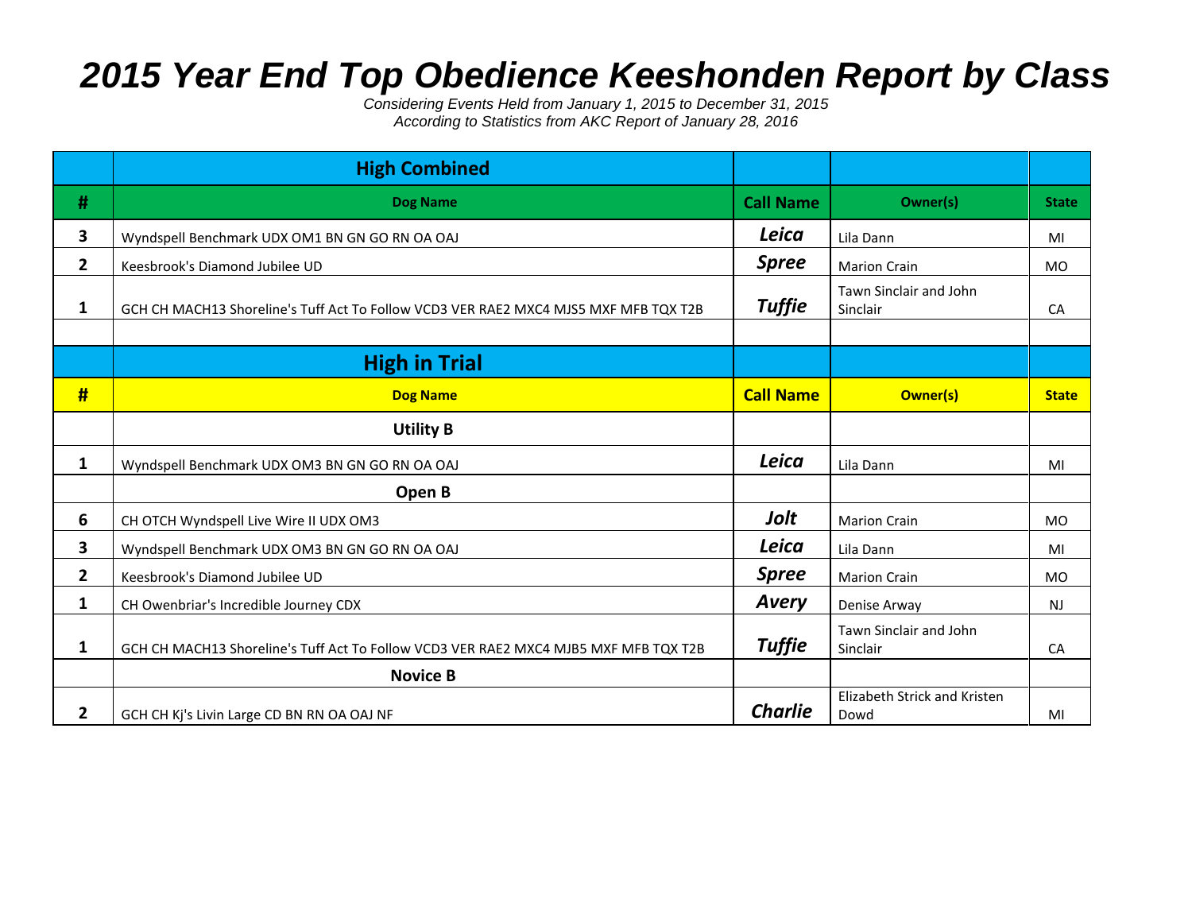# 2015 Year End Top Obedience Keeshonden Report by Class

*Considering Events Held from January 1, 2015 to December 31, 2015*
*According to Statistics from AKC Report of January 28, 2016*

| | **High Combined** | | | |
|---|---|---|---|---|
| **#** | **Dog Name** | **Call Name** | **Owner(s)** | **State** |
| 3 | Wyndspell Benchmark UDX OM1 BN GN GO RN OA OAJ | ***Leica*** | Lila Dann | MI |
| 2 | Keesbrook's Diamond Jubilee UD | ***Spree*** | Marion Crain | MO |
| 1 | GCH CH MACH13 Shoreline's Tuff Act To Follow VCD3 VER RAE2 MXC4 MJS5 MXF MFB TQX T2B | ***Tuffie*** | Tawn Sinclair and John Sinclair | CA |
| | | | | |
| | **High in Trial** | | | |
| **#** | **Dog Name** | **Call Name** | **Owner(s)** | **State** |
| | **Utility B** | | | |
| 1 | Wyndspell Benchmark UDX OM3 BN GN GO RN OA OAJ | ***Leica*** | Lila Dann | MI |
| | **Open B** | | | |
| 6 | CH OTCH Wyndspell Live Wire II UDX OM3 | ***Jolt*** | Marion Crain | MO |
| 3 | Wyndspell Benchmark UDX OM3 BN GN GO RN OA OAJ | ***Leica*** | Lila Dann | MI |
| 2 | Keesbrook's Diamond Jubilee UD | ***Spree*** | Marion Crain | MO |
| 1 | CH Owenbriar's Incredible Journey CDX | ***Avery*** | Denise Arway | NJ |
| 1 | GCH CH MACH13 Shoreline's Tuff Act To Follow VCD3 VER RAE2 MXC4 MJB5 MXF MFB TQX T2B | ***Tuffie*** | Tawn Sinclair and John Sinclair | CA |
| | **Novice B** | | | |
| 2 | GCH CH Kj's Livin Large CD BN RN OA OAJ NF | ***Charlie*** | Elizabeth Strick and Kristen Dowd | MI |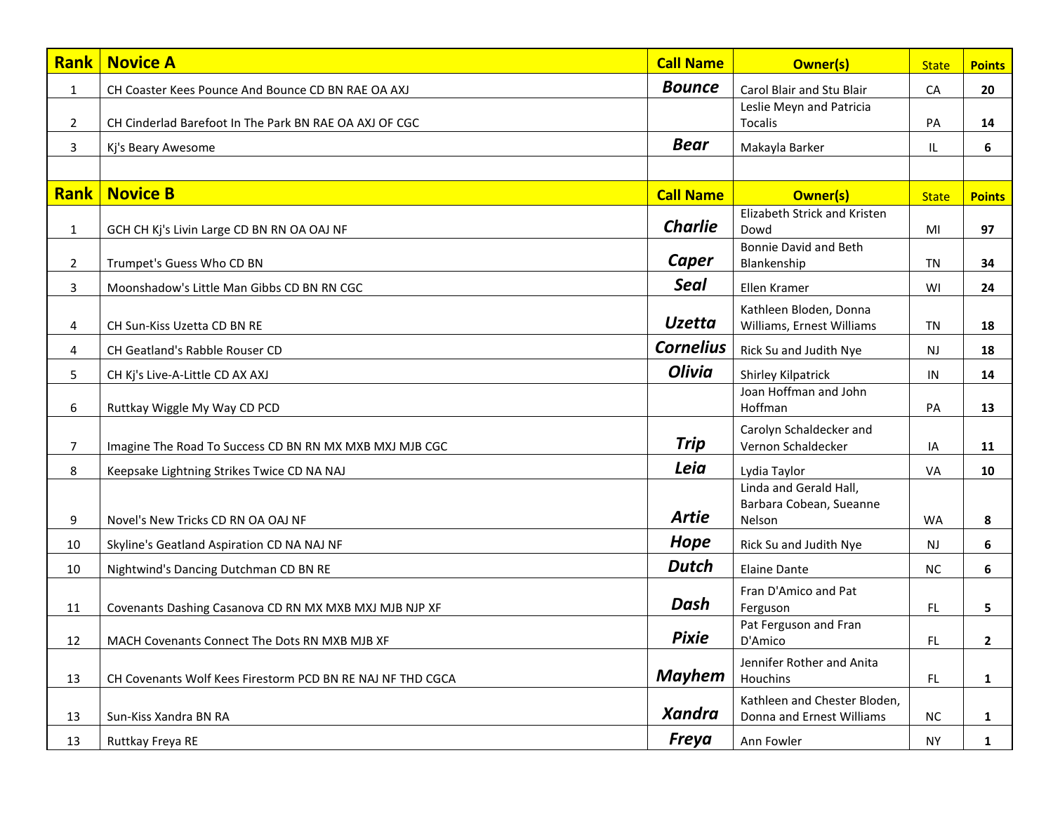| Rank | Novice A | Call Name | Owner(s) | State | Points |
|---|---|---|---|---|---|
| 1 | CH Coaster Kees Pounce And Bounce CD BN RAE OA AXJ | Bounce | Carol Blair and Stu Blair | CA | 20 |
| 2 | CH Cinderlad Barefoot In The Park BN RAE OA AXJ OF CGC | | Leslie Meyn and Patricia Tocalis | PA | 14 |
| 3 | Kj's Beary Awesome | Bear | Makayla Barker | IL | 6 |

| Rank | Novice B | Call Name | Owner(s) | State | Points |
|---|---|---|---|---|---|
| 1 | GCH CH Kj's Livin Large CD BN RN OA OAJ NF | Charlie | Elizabeth Strick and Kristen Dowd | MI | 97 |
| 2 | Trumpet's Guess Who CD BN | Caper | Bonnie David and Beth Blankenship | TN | 34 |
| 3 | Moonshadow's Little Man Gibbs CD BN RN CGC | Seal | Ellen Kramer | WI | 24 |
| 4 | CH Sun-Kiss Uzetta CD BN RE | Uzetta | Kathleen Bloden, Donna Williams, Ernest Williams | TN | 18 |
| 4 | CH Geatland's Rabble Rouser CD | Cornelius | Rick Su and Judith Nye | NJ | 18 |
| 5 | CH Kj's Live-A-Little CD AX AXJ | Olivia | Shirley Kilpatrick | IN | 14 |
| 6 | Ruttkay Wiggle My Way CD PCD | | Joan Hoffman and John Hoffman | PA | 13 |
| 7 | Imagine The Road To Success CD BN RN MX MXB MXJ MJB CGC | Trip | Carolyn Schaldecker and Vernon Schaldecker | IA | 11 |
| 8 | Keepsake Lightning Strikes Twice CD NA NAJ | Leia | Lydia Taylor | VA | 10 |
| 9 | Novel's New Tricks CD RN OA OAJ NF | Artie | Linda and Gerald Hall, Barbara Cobean, Sueanne Nelson | WA | 8 |
| 10 | Skyline's Geatland Aspiration CD NA NAJ NF | Hope | Rick Su and Judith Nye | NJ | 6 |
| 10 | Nightwind's Dancing Dutchman CD BN RE | Dutch | Elaine Dante | NC | 6 |
| 11 | Covenants Dashing Casanova CD RN MX MXB MXJ MJB NJP XF | Dash | Fran D'Amico and Pat Ferguson | FL | 5 |
| 12 | MACH Covenants Connect The Dots RN MXB MJB XF | Pixie | Pat Ferguson and Fran D'Amico | FL | 2 |
| 13 | CH Covenants Wolf Kees Firestorm PCD BN RE NAJ NF THD CGCA | Mayhem | Jennifer Rother and Anita Houchins | FL | 1 |
| 13 | Sun-Kiss Xandra BN RA | Xandra | Kathleen and Chester Bloden, Donna and Ernest Williams | NC | 1 |
| 13 | Ruttkay Freya RE | Freya | Ann Fowler | NY | 1 |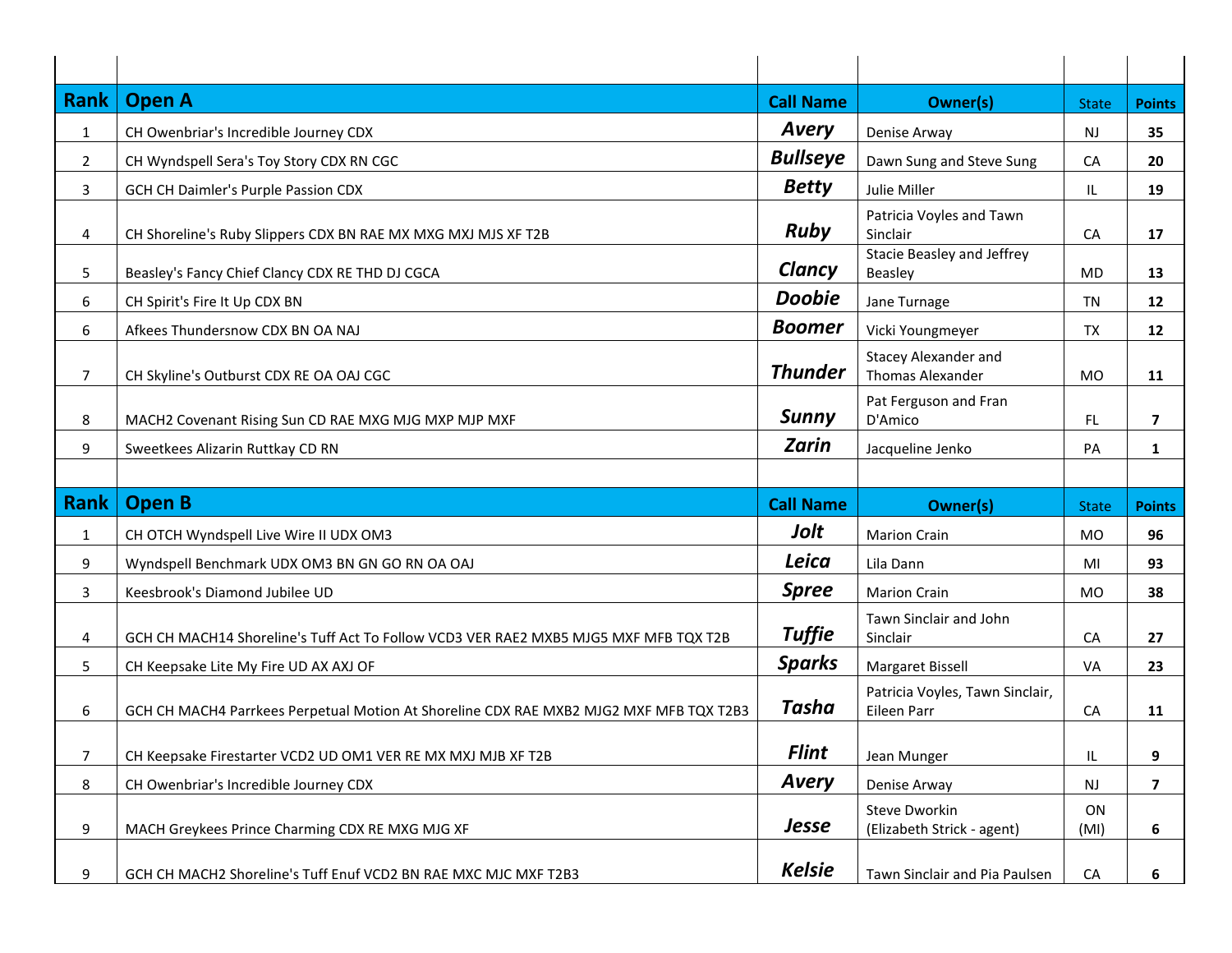| Rank | Open A | Call Name | Owner(s) | State | Points |
|---|---|---|---|---|---|
| 1 | CH Owenbriar's Incredible Journey CDX | ***Avery*** | Denise Arway | NJ | **35** |
| 2 | CH Wyndspell Sera's Toy Story CDX RN CGC | ***Bullseye*** | Dawn Sung and Steve Sung | CA | **20** |
| 3 | GCH CH Daimler's Purple Passion CDX | ***Betty*** | Julie Miller | IL | **19** |
| 4 | CH Shoreline's Ruby Slippers CDX BN RAE MX MXG MXJ MJS XF T2B | ***Ruby*** | Patricia Voyles and Tawn Sinclair | CA | **17** |
| 5 | Beasley's Fancy Chief Clancy CDX RE THD DJ CGCA | ***Clancy*** | Stacie Beasley and Jeffrey Beasley | MD | **13** |
| 6 | CH Spirit's Fire It Up CDX BN | ***Doobie*** | Jane Turnage | TN | **12** |
| 6 | Afkees Thundersnow CDX BN OA NAJ | ***Boomer*** | Vicki Youngmeyer | TX | **12** |
| 7 | CH Skyline's Outburst CDX RE OA OAJ CGC | ***Thunder*** | Stacey Alexander and Thomas Alexander | MO | **11** |
| 8 | MACH2 Covenant Rising Sun CD RAE MXG MJG MXP MJP MXF | ***Sunny*** | Pat Ferguson and Fran D'Amico | FL | **7** |
| 9 | Sweetkees Alizarin Ruttkay CD RN | ***Zarin*** | Jacqueline Jenko | PA | **1** |

| Rank | Open B | Call Name | Owner(s) | State | Points |
|---|---|---|---|---|---|
| 1 | CH OTCH Wyndspell Live Wire II UDX OM3 | ***Jolt*** | Marion Crain | MO | **96** |
| 9 | Wyndspell Benchmark UDX OM3 BN GN GO RN OA OAJ | ***Leica*** | Lila Dann | MI | **93** |
| 3 | Keesbrook's Diamond Jubilee UD | ***Spree*** | Marion Crain | MO | **38** |
| 4 | GCH CH MACH14 Shoreline's Tuff Act To Follow VCD3 VER RAE2 MXB5 MJG5 MXF MFB TQX T2B | ***Tuffie*** | Tawn Sinclair and John Sinclair | CA | **27** |
| 5 | CH Keepsake Lite My Fire UD AX AXJ OF | ***Sparks*** | Margaret Bissell | VA | **23** |
| 6 | GCH CH MACH4 Parrkees Perpetual Motion At Shoreline CDX RAE MXB2 MJG2 MXF MFB TQX T2B3 | ***Tasha*** | Patricia Voyles, Tawn Sinclair, Eileen Parr | CA | **11** |
| 7 | CH Keepsake Firestarter VCD2 UD OM1 VER RE MX MXJ MJB XF T2B | ***Flint*** | Jean Munger | IL | **9** |
| 8 | CH Owenbriar's Incredible Journey CDX | ***Avery*** | Denise Arway | NJ | **7** |
| 9 | MACH Greykees Prince Charming CDX RE MXG MJG XF | ***Jesse*** | Steve Dworkin (Elizabeth Strick - agent) | ON (MI) | **6** |
| 9 | GCH CH MACH2 Shoreline's Tuff Enuf VCD2 BN RAE MXC MJC MXF T2B3 | ***Kelsie*** | Tawn Sinclair and Pia Paulsen | CA | **6** |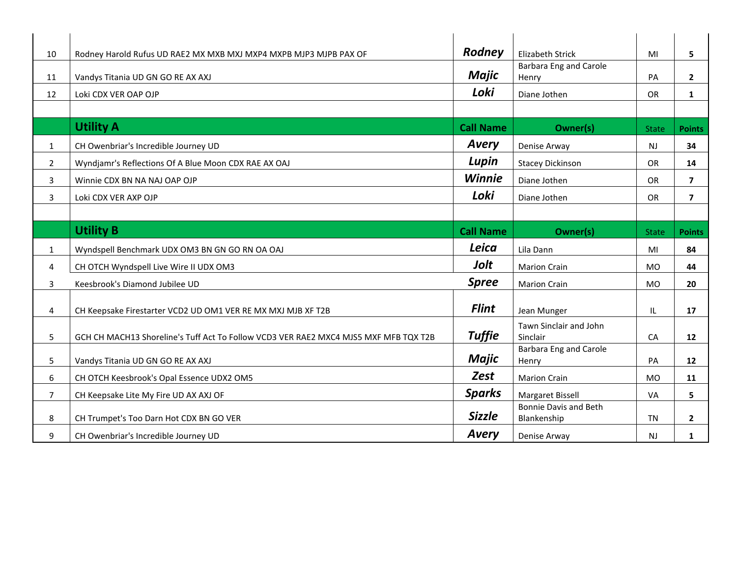| | | | | | |
|---|---|---|---|---|---|
| 10 | Rodney Harold Rufus UD RAE2 MX MXB MXJ MXP4 MXPB MJP3 MJPB PAX OF | ***Rodney*** | Elizabeth Strick | MI | **5** |
| 11 | Vandys Titania UD GN GO RE AX AXJ | ***Majic*** | Barbara Eng and Carole Henry | PA | **2** |
| 12 | Loki CDX VER OAP OJP | ***Loki*** | Diane Jothen | OR | **1** |
| | | | | | |
| | **Utility A** | **Call Name** | **Owner(s)** | State | **Points** |
| 1 | CH Owenbriar's Incredible Journey UD | ***Avery*** | Denise Arway | NJ | **34** |
| 2 | Wyndjamr's Reflections Of A Blue Moon CDX RAE AX OAJ | ***Lupin*** | Stacey Dickinson | OR | **14** |
| 3 | Winnie CDX BN NA NAJ OAP OJP | ***Winnie*** | Diane Jothen | OR | **7** |
| 3 | Loki CDX VER AXP OJP | ***Loki*** | Diane Jothen | OR | **7** |
| | | | | | |
| | **Utility B** | **Call Name** | **Owner(s)** | State | **Points** |
| 1 | Wyndspell Benchmark UDX OM3 BN GN GO RN OA OAJ | ***Leica*** | Lila Dann | MI | **84** |
| 4 | CH OTCH Wyndspell Live Wire II UDX OM3 | ***Jolt*** | Marion Crain | MO | **44** |
| 3 | Keesbrook's Diamond Jubilee UD | ***Spree*** | Marion Crain | MO | **20** |
| 4 | CH Keepsake Firestarter VCD2 UD OM1 VER RE MX MXJ MJB XF T2B | ***Flint*** | Jean Munger | IL | **17** |
| 5 | GCH CH MACH13 Shoreline's Tuff Act To Follow VCD3 VER RAE2 MXC4 MJS5 MXF MFB TQX T2B | ***Tuffie*** | Tawn Sinclair and John Sinclair | CA | **12** |
| 5 | Vandys Titania UD GN GO RE AX AXJ | ***Majic*** | Barbara Eng and Carole Henry | PA | **12** |
| 6 | CH OTCH Keesbrook's Opal Essence UDX2 OM5 | ***Zest*** | Marion Crain | MO | **11** |
| 7 | CH Keepsake Lite My Fire UD AX AXJ OF | ***Sparks*** | Margaret Bissell | VA | **5** |
| 8 | CH Trumpet's Too Darn Hot CDX BN GO VER | ***Sizzle*** | Bonnie Davis and Beth Blankenship | TN | **2** |
| 9 | CH Owenbriar's Incredible Journey UD | ***Avery*** | Denise Arway | NJ | **1** |